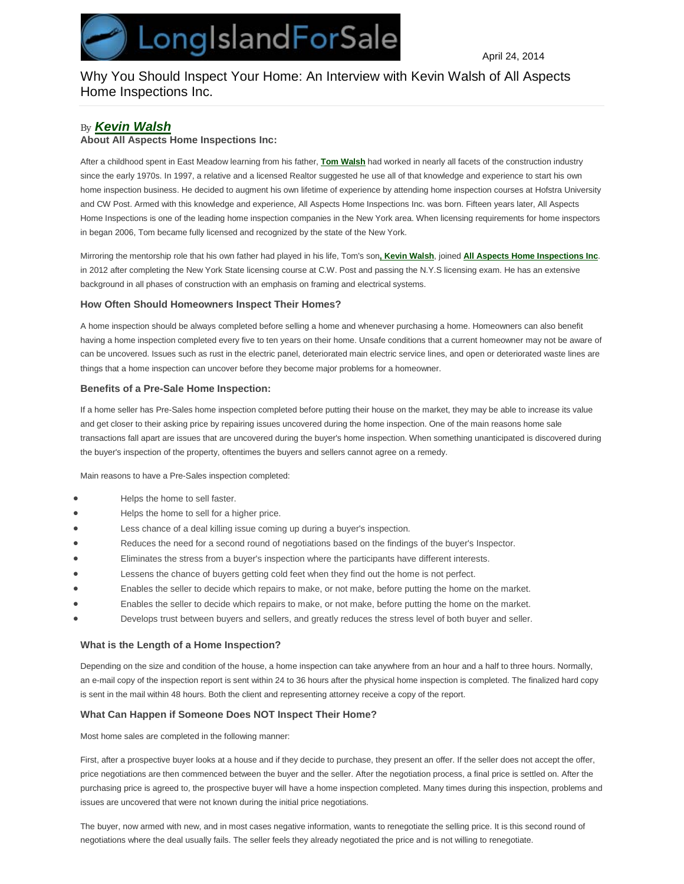LongIslandForSale

April 24, 2014

# Why You Should Inspect Your Home: An Interview with Kevin Walsh of All Aspects Home Inspections Inc.

By ***Kevin Walsh***

### About All Aspects Home Inspections Inc:

After a childhood spent in East Meadow learning from his father, **Tom Walsh** had worked in nearly all facets of the construction industry since the early 1970s. In 1997, a relative and a licensed Realtor suggested he use all of that knowledge and experience to start his own home inspection business. He decided to augment his own lifetime of experience by attending home inspection courses at Hofstra University and CW Post. Armed with this knowledge and experience, All Aspects Home Inspections Inc. was born. Fifteen years later, All Aspects Home Inspections is one of the leading home inspection companies in the New York area. When licensing requirements for home inspectors in began 2006, Tom became fully licensed and recognized by the state of the New York.

Mirroring the mentorship role that his own father had played in his life, Tom's son**, Kevin Walsh**, joined **All Aspects Home Inspections Inc**. in 2012 after completing the New York State licensing course at C.W. Post and passing the N.Y.S licensing exam. He has an extensive background in all phases of construction with an emphasis on framing and electrical systems.

### How Often Should Homeowners Inspect Their Homes?

A home inspection should be always completed before selling a home and whenever purchasing a home. Homeowners can also benefit having a home inspection completed every five to ten years on their home. Unsafe conditions that a current homeowner may not be aware of can be uncovered. Issues such as rust in the electric panel, deteriorated main electric service lines, and open or deteriorated waste lines are things that a home inspection can uncover before they become major problems for a homeowner.

### Benefits of a Pre-Sale Home Inspection:

If a home seller has Pre-Sales home inspection completed before putting their house on the market, they may be able to increase its value and get closer to their asking price by repairing issues uncovered during the home inspection. One of the main reasons home sale transactions fall apart are issues that are uncovered during the buyer's home inspection. When something unanticipated is discovered during the buyer's inspection of the property, oftentimes the buyers and sellers cannot agree on a remedy.

Main reasons to have a Pre-Sales inspection completed:

- Helps the home to sell faster.
- Helps the home to sell for a higher price.
- Less chance of a deal killing issue coming up during a buyer's inspection.
- Reduces the need for a second round of negotiations based on the findings of the buyer's Inspector.
- Eliminates the stress from a buyer's inspection where the participants have different interests.
- Lessens the chance of buyers getting cold feet when they find out the home is not perfect.
- Enables the seller to decide which repairs to make, or not make, before putting the home on the market.
- Enables the seller to decide which repairs to make, or not make, before putting the home on the market.
- Develops trust between buyers and sellers, and greatly reduces the stress level of both buyer and seller.

### What is the Length of a Home Inspection?

Depending on the size and condition of the house, a home inspection can take anywhere from an hour and a half to three hours. Normally, an e-mail copy of the inspection report is sent within 24 to 36 hours after the physical home inspection is completed. The finalized hard copy is sent in the mail within 48 hours. Both the client and representing attorney receive a copy of the report.

### What Can Happen if Someone Does NOT Inspect Their Home?

Most home sales are completed in the following manner:

First, after a prospective buyer looks at a house and if they decide to purchase, they present an offer. If the seller does not accept the offer, price negotiations are then commenced between the buyer and the seller. After the negotiation process, a final price is settled on. After the purchasing price is agreed to, the prospective buyer will have a home inspection completed. Many times during this inspection, problems and issues are uncovered that were not known during the initial price negotiations.

The buyer, now armed with new, and in most cases negative information, wants to renegotiate the selling price. It is this second round of negotiations where the deal usually fails. The seller feels they already negotiated the price and is not willing to renegotiate.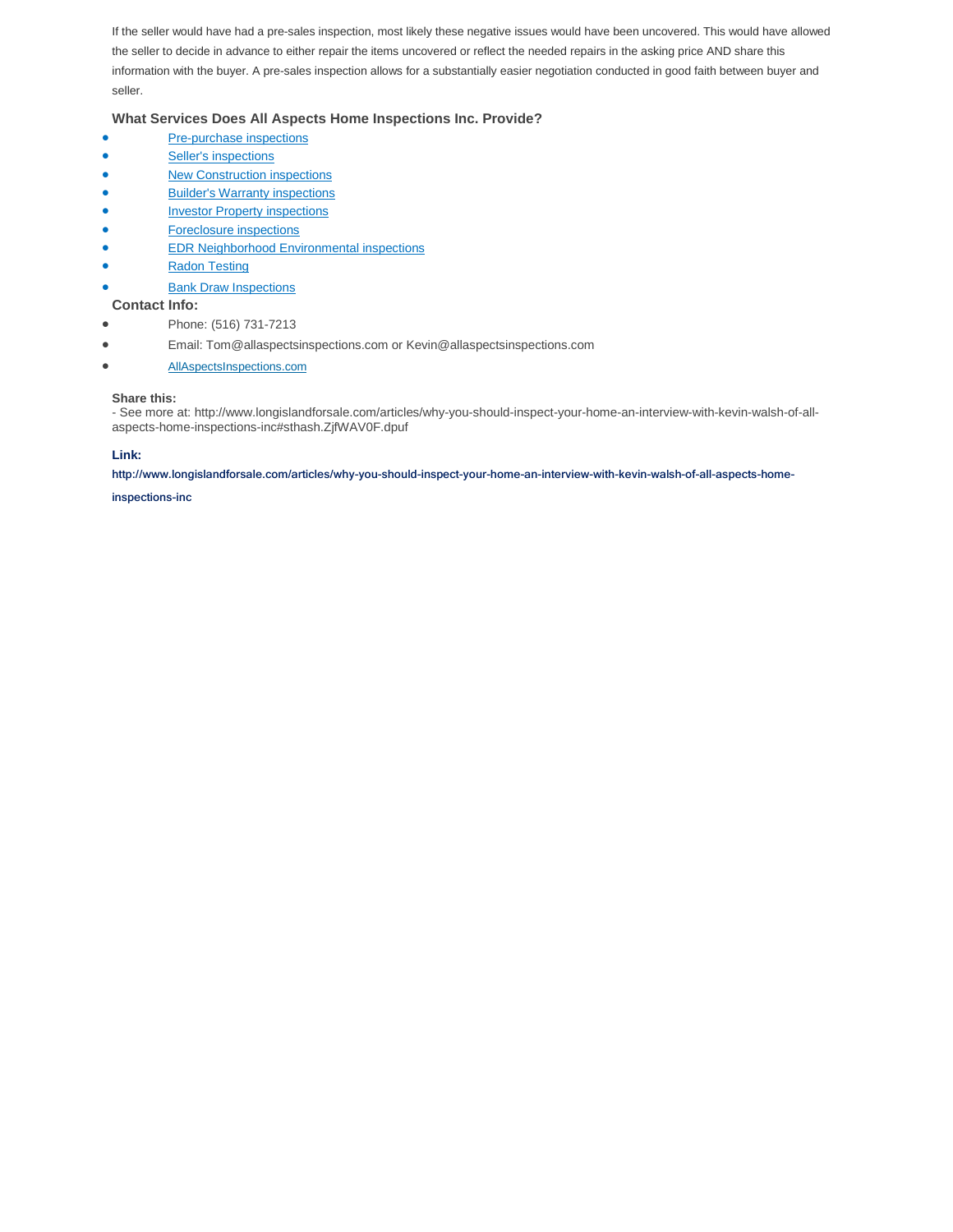If the seller would have had a pre-sales inspection, most likely these negative issues would have been uncovered. This would have allowed the seller to decide in advance to either repair the items uncovered or reflect the needed repairs in the asking price AND share this information with the buyer. A pre-sales inspection allows for a substantially easier negotiation conducted in good faith between buyer and seller.

### What Services Does All Aspects Home Inspections Inc. Provide?

- Pre-purchase inspections
- Seller's inspections
- New Construction inspections
- Builder's Warranty inspections
- Investor Property inspections
- Foreclosure inspections
- EDR Neighborhood Environmental inspections
- Radon Testing
- Bank Draw Inspections

### Contact Info:

- Phone: (516) 731-7213
- Email: Tom@allaspectsinspections.com or Kevin@allaspectsinspections.com
- AllAspectsInspections.com

**Share this:**
- See more at: http://www.longislandforsale.com/articles/why-you-should-inspect-your-home-an-interview-with-kevin-walsh-of-all-aspects-home-inspections-inc#sthash.ZjfWAV0F.dpuf

**Link:**

http://www.longislandforsale.com/articles/why-you-should-inspect-your-home-an-interview-with-kevin-walsh-of-all-aspects-home-inspections-inc